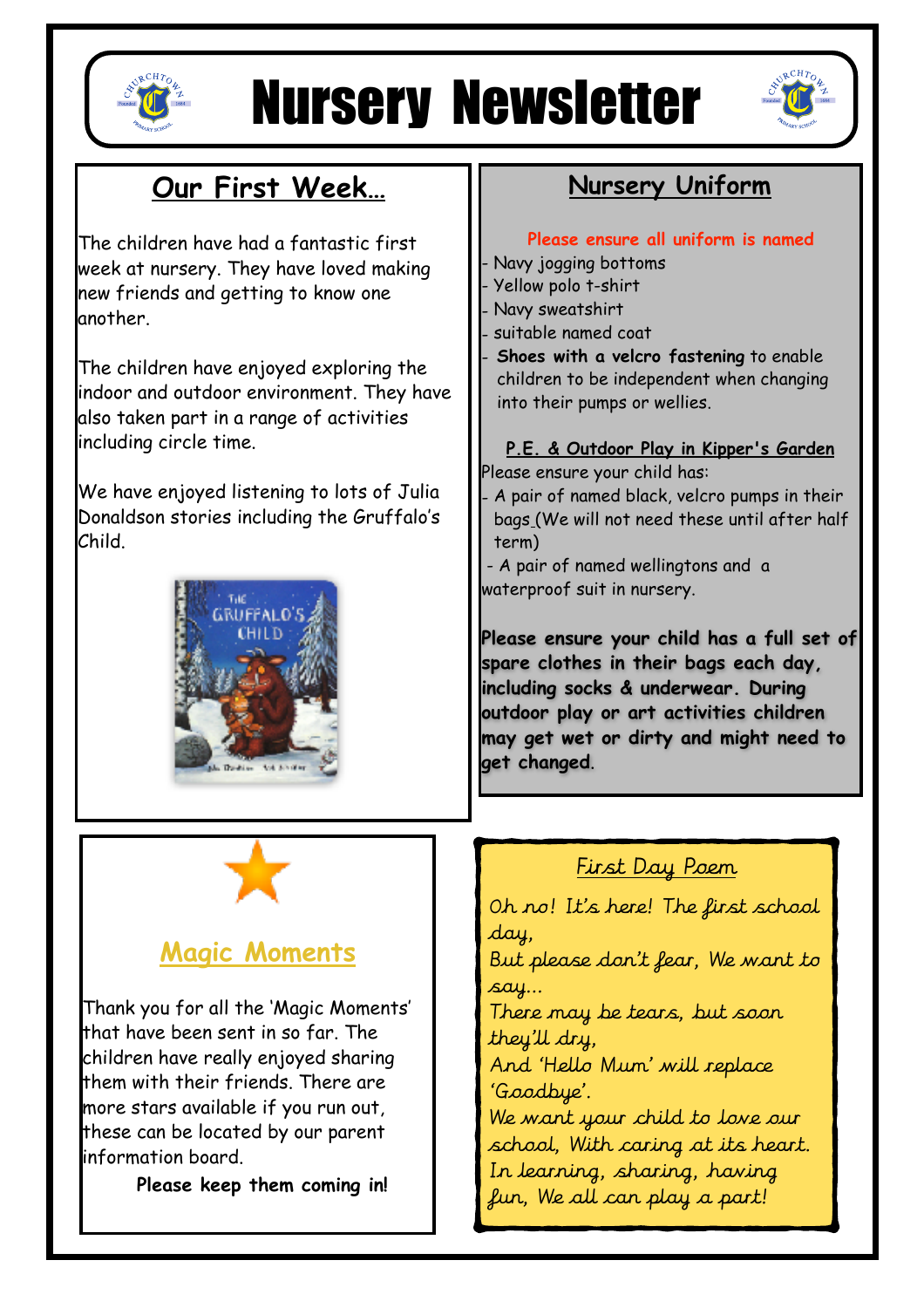# Nursery Newsletter

## Our First Week…

The children have had a fantastic first week at nursery. They have loved making new friends and getting to know one another.

The children have enjoyed exploring the indoor and outdoor environment. They have also taken part in a range of activities including circle time.

We have enjoyed listening to lots of Julia Donaldson stories including the Gruffalo's Child.

## Nursery Uniform

**Please ensure all uniform is named**

- Navy jogging bottoms
- Yellow polo t-shirt
- Navy sweatshirt
- suitable named coat
- **Shoes with a velcro fastening** to enable children to be independent when changing into their pumps or wellies.

**P.E. & Outdoor Play in Kipper's Garden**

Please ensure your child has:

- A pair of named black, velcro pumps in their bags (We will not need these until after half term)
- A pair of named wellingtons and a waterproof suit in nursery.

**Please ensure your child has a full set of spare clothes in their bags each day, including socks & underwear. During outdoor play or art activities children may get wet or dirty and might need to get changed**.

## Magic Moments

Thank you for all the 'Magic Moments' that have been sent in so far. The children have really enjoyed sharing them with their friends. There are more stars available if you run out, these can be located by our parent information board.

**Please keep them coming in!**

## First Day Poem

Oh no! It's here! The first school day,
But please don't fear, We want to say…
There may be tears, but soon they'll dry,
And 'Hello Mum' will replace 'Goodbye'.
We want your child to love our school, With caring at its heart.
In learning, sharing, having fun, We all can play a part!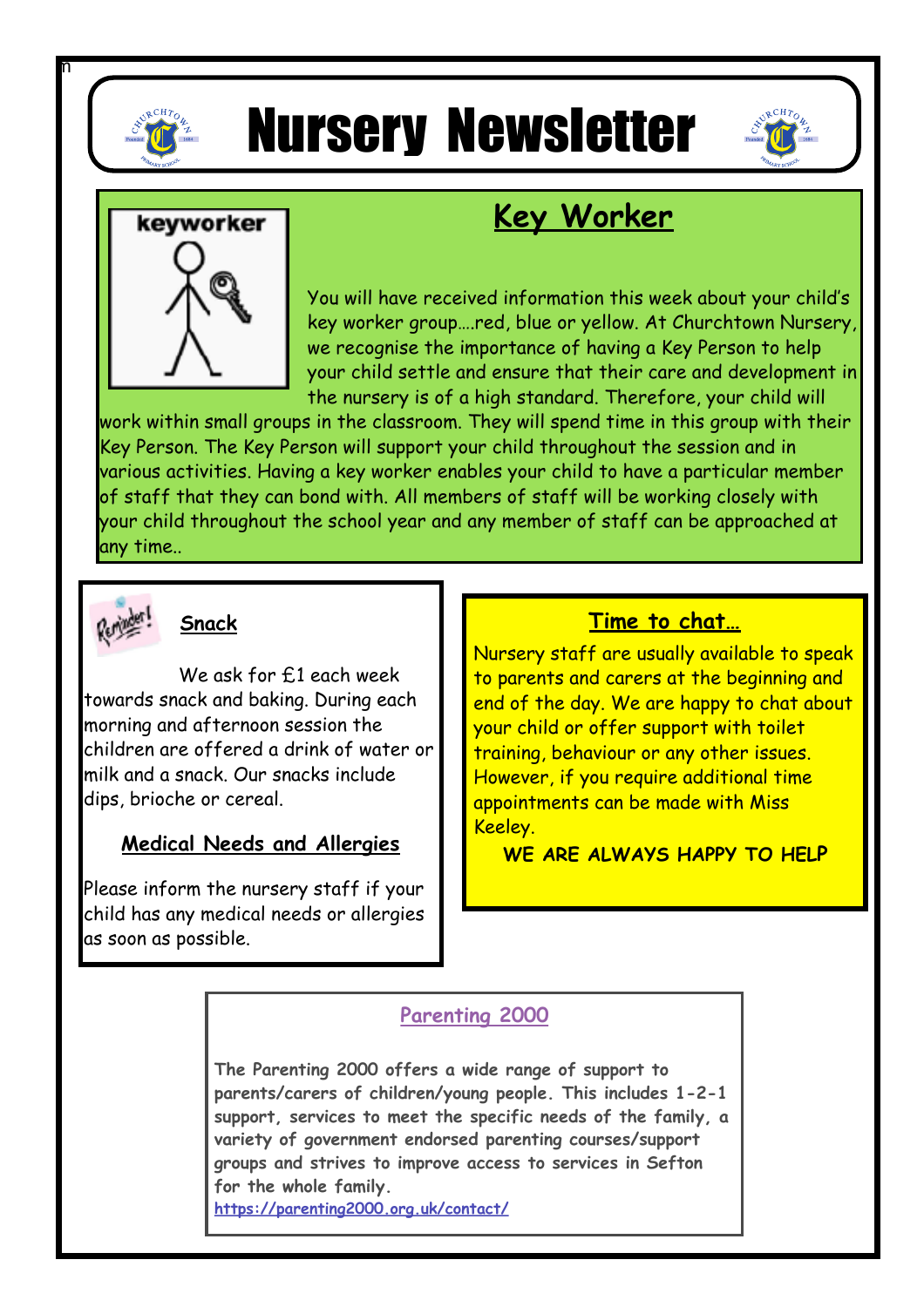# Nursery Newsletter

## Key Worker

keyworker

You will have received information this week about your child's key worker group….red, blue or yellow. At Churchtown Nursery, we recognise the importance of having a Key Person to help your child settle and ensure that their care and development in the nursery is of a high standard. Therefore, your child will work within small groups in the classroom. They will spend time in this group with their Key Person. The Key Person will support your child throughout the session and in various activities. Having a key worker enables your child to have a particular member of staff that they can bond with. All members of staff will be working closely with your child throughout the school year and any member of staff can be approached at any time..

## Snack

We ask for £1 each week towards snack and baking. During each morning and afternoon session the children are offered a drink of water or milk and a snack. Our snacks include dips, brioche or cereal.

## Medical Needs and Allergies

Please inform the nursery staff if your child has any medical needs or allergies as soon as possible.

## Time to chat…

Nursery staff are usually available to speak to parents and carers at the beginning and end of the day. We are happy to chat about your child or offer support with toilet training, behaviour or any other issues. However, if you require additional time appointments can be made with Miss Keeley.

**WE ARE ALWAYS HAPPY TO HELP**

## Parenting 2000

**The Parenting 2000 offers a wide range of support to parents/carers of children/young people. This includes 1-2-1 support, services to meet the specific needs of the family, a variety of government endorsed parenting courses/support groups and strives to improve access to services in Sefton for the whole family.**

https://parenting2000.org.uk/contact/